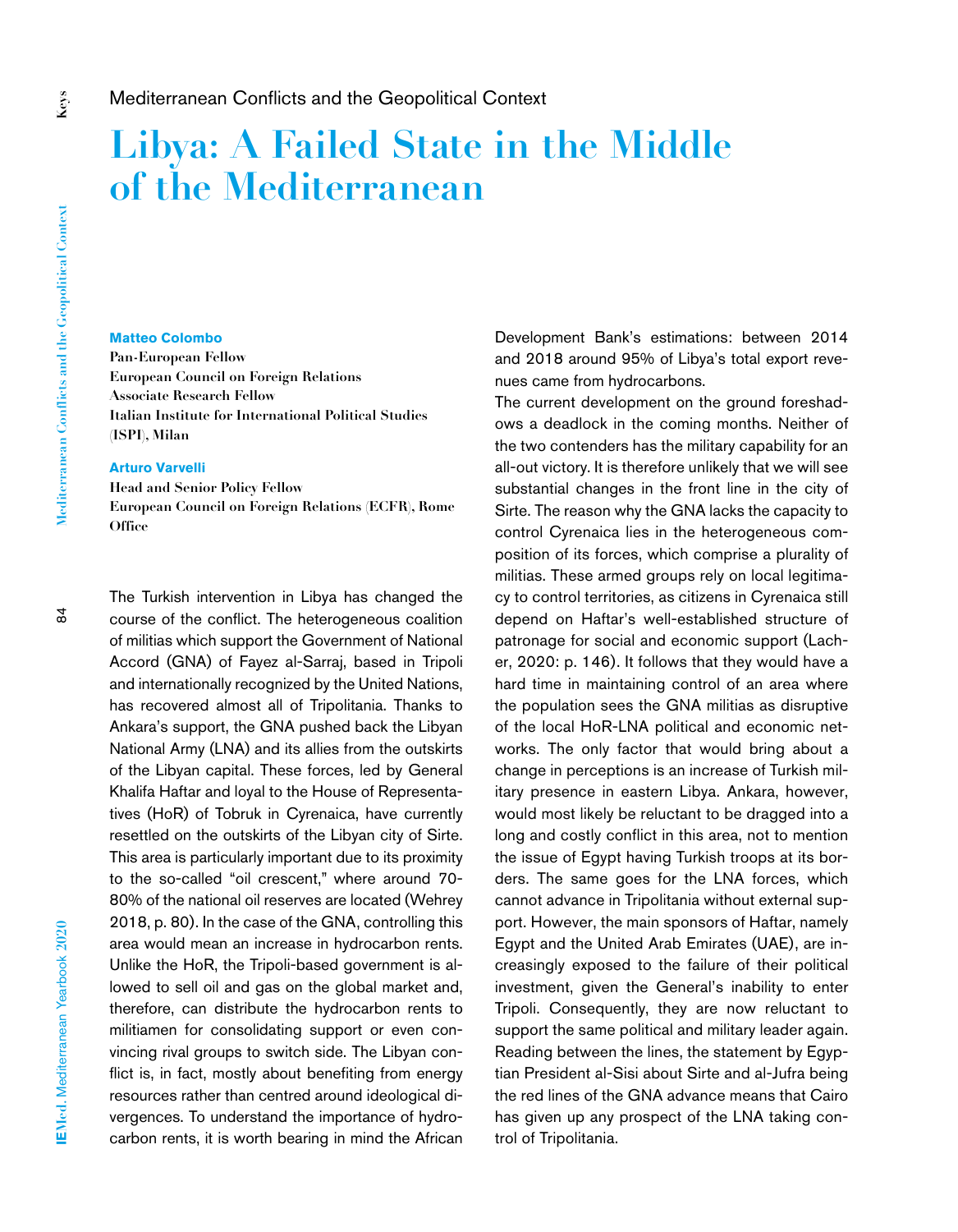Mediterranean Conflicts and the Geopolitical Context

# Libya: A Failed State in the Middle of the Mediterranean

**Matteo Colombo**
**Pan-European Fellow**
**European Council on Foreign Relations**
**Associate Research Fellow**
**Italian Institute for International Political Studies (ISPI), Milan**

**Arturo Varvelli**
**Head and Senior Policy Fellow**
**European Council on Foreign Relations (ECFR), Rome Office**

The Turkish intervention in Libya has changed the course of the conflict. The heterogeneous coalition of militias which support the Government of National Accord (GNA) of Fayez al-Sarraj, based in Tripoli and internationally recognized by the United Nations, has recovered almost all of Tripolitania. Thanks to Ankara's support, the GNA pushed back the Libyan National Army (LNA) and its allies from the outskirts of the Libyan capital. These forces, led by General Khalifa Haftar and loyal to the House of Representatives (HoR) of Tobruk in Cyrenaica, have currently resettled on the outskirts of the Libyan city of Sirte. This area is particularly important due to its proximity to the so-called "oil crescent," where around 70-80% of the national oil reserves are located (Wehrey 2018, p. 80). In the case of the GNA, controlling this area would mean an increase in hydrocarbon rents. Unlike the HoR, the Tripoli-based government is allowed to sell oil and gas on the global market and, therefore, can distribute the hydrocarbon rents to militiamen for consolidating support or even convincing rival groups to switch side. The Libyan conflict is, in fact, mostly about benefiting from energy resources rather than centred around ideological divergences. To understand the importance of hydrocarbon rents, it is worth bearing in mind the African Development Bank's estimations: between 2014 and 2018 around 95% of Libya's total export revenues came from hydrocarbons.

The current development on the ground foreshadows a deadlock in the coming months. Neither of the two contenders has the military capability for an all-out victory. It is therefore unlikely that we will see substantial changes in the front line in the city of Sirte. The reason why the GNA lacks the capacity to control Cyrenaica lies in the heterogeneous composition of its forces, which comprise a plurality of militias. These armed groups rely on local legitimacy to control territories, as citizens in Cyrenaica still depend on Haftar's well-established structure of patronage for social and economic support (Lacher, 2020: p. 146). It follows that they would have a hard time in maintaining control of an area where the population sees the GNA militias as disruptive of the local HoR-LNA political and economic networks. The only factor that would bring about a change in perceptions is an increase of Turkish military presence in eastern Libya. Ankara, however, would most likely be reluctant to be dragged into a long and costly conflict in this area, not to mention the issue of Egypt having Turkish troops at its borders. The same goes for the LNA forces, which cannot advance in Tripolitania without external support. However, the main sponsors of Haftar, namely Egypt and the United Arab Emirates (UAE), are increasingly exposed to the failure of their political investment, given the General's inability to enter Tripoli. Consequently, they are now reluctant to support the same political and military leader again. Reading between the lines, the statement by Egyptian President al-Sisi about Sirte and al-Jufra being the red lines of the GNA advance means that Cairo has given up any prospect of the LNA taking control of Tripolitania.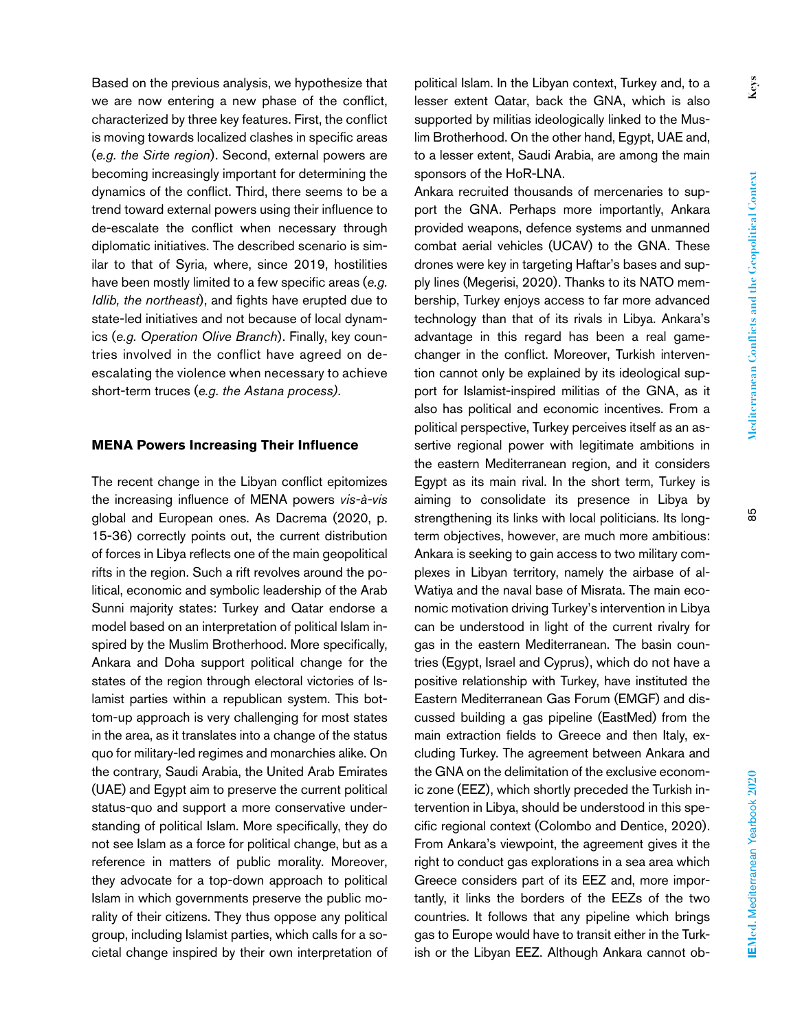Based on the previous analysis, we hypothesize that we are now entering a new phase of the conflict, characterized by three key features. First, the conflict is moving towards localized clashes in specific areas (*e.g. the Sirte region*). Second, external powers are becoming increasingly important for determining the dynamics of the conflict. Third, there seems to be a trend toward external powers using their influence to de-escalate the conflict when necessary through diplomatic initiatives. The described scenario is similar to that of Syria, where, since 2019, hostilities have been mostly limited to a few specific areas (*e.g. Idlib, the northeast*), and fights have erupted due to state-led initiatives and not because of local dynamics (*e.g. Operation Olive Branch*). Finally, key countries involved in the conflict have agreed on de-escalating the violence when necessary to achieve short-term truces (*e.g. the Astana process).*

## MENA Powers Increasing Their Influence

The recent change in the Libyan conflict epitomizes the increasing influence of MENA powers *vis-à-vis* global and European ones. As Dacrema (2020, p. 15-36) correctly points out, the current distribution of forces in Libya reflects one of the main geopolitical rifts in the region. Such a rift revolves around the political, economic and symbolic leadership of the Arab Sunni majority states: Turkey and Qatar endorse a model based on an interpretation of political Islam inspired by the Muslim Brotherhood. More specifically, Ankara and Doha support political change for the states of the region through electoral victories of Islamist parties within a republican system. This bottom-up approach is very challenging for most states in the area, as it translates into a change of the status quo for military-led regimes and monarchies alike. On the contrary, Saudi Arabia, the United Arab Emirates (UAE) and Egypt aim to preserve the current political status-quo and support a more conservative understanding of political Islam. More specifically, they do not see Islam as a force for political change, but as a reference in matters of public morality. Moreover, they advocate for a top-down approach to political Islam in which governments preserve the public morality of their citizens. They thus oppose any political group, including Islamist parties, which calls for a societal change inspired by their own interpretation of political Islam. In the Libyan context, Turkey and, to a lesser extent Qatar, back the GNA, which is also supported by militias ideologically linked to the Muslim Brotherhood. On the other hand, Egypt, UAE and, to a lesser extent, Saudi Arabia, are among the main sponsors of the HoR-LNA.

Ankara recruited thousands of mercenaries to support the GNA. Perhaps more importantly, Ankara provided weapons, defence systems and unmanned combat aerial vehicles (UCAV) to the GNA. These drones were key in targeting Haftar's bases and supply lines (Megerisi, 2020). Thanks to its NATO membership, Turkey enjoys access to far more advanced technology than that of its rivals in Libya. Ankara's advantage in this regard has been a real game-changer in the conflict. Moreover, Turkish intervention cannot only be explained by its ideological support for Islamist-inspired militias of the GNA, as it also has political and economic incentives. From a political perspective, Turkey perceives itself as an assertive regional power with legitimate ambitions in the eastern Mediterranean region, and it considers Egypt as its main rival. In the short term, Turkey is aiming to consolidate its presence in Libya by strengthening its links with local politicians. Its long-term objectives, however, are much more ambitious: Ankara is seeking to gain access to two military complexes in Libyan territory, namely the airbase of al-Watiya and the naval base of Misrata. The main economic motivation driving Turkey's intervention in Libya can be understood in light of the current rivalry for gas in the eastern Mediterranean. The basin countries (Egypt, Israel and Cyprus), which do not have a positive relationship with Turkey, have instituted the Eastern Mediterranean Gas Forum (EMGF) and discussed building a gas pipeline (EastMed) from the main extraction fields to Greece and then Italy, excluding Turkey. The agreement between Ankara and the GNA on the delimitation of the exclusive economic zone (EEZ), which shortly preceded the Turkish intervention in Libya, should be understood in this specific regional context (Colombo and Dentice, 2020). From Ankara's viewpoint, the agreement gives it the right to conduct gas explorations in a sea area which Greece considers part of its EEZ and, more importantly, it links the borders of the EEZs of the two countries. It follows that any pipeline which brings gas to Europe would have to transit either in the Turkish or the Libyan EEZ. Although Ankara cannot ob-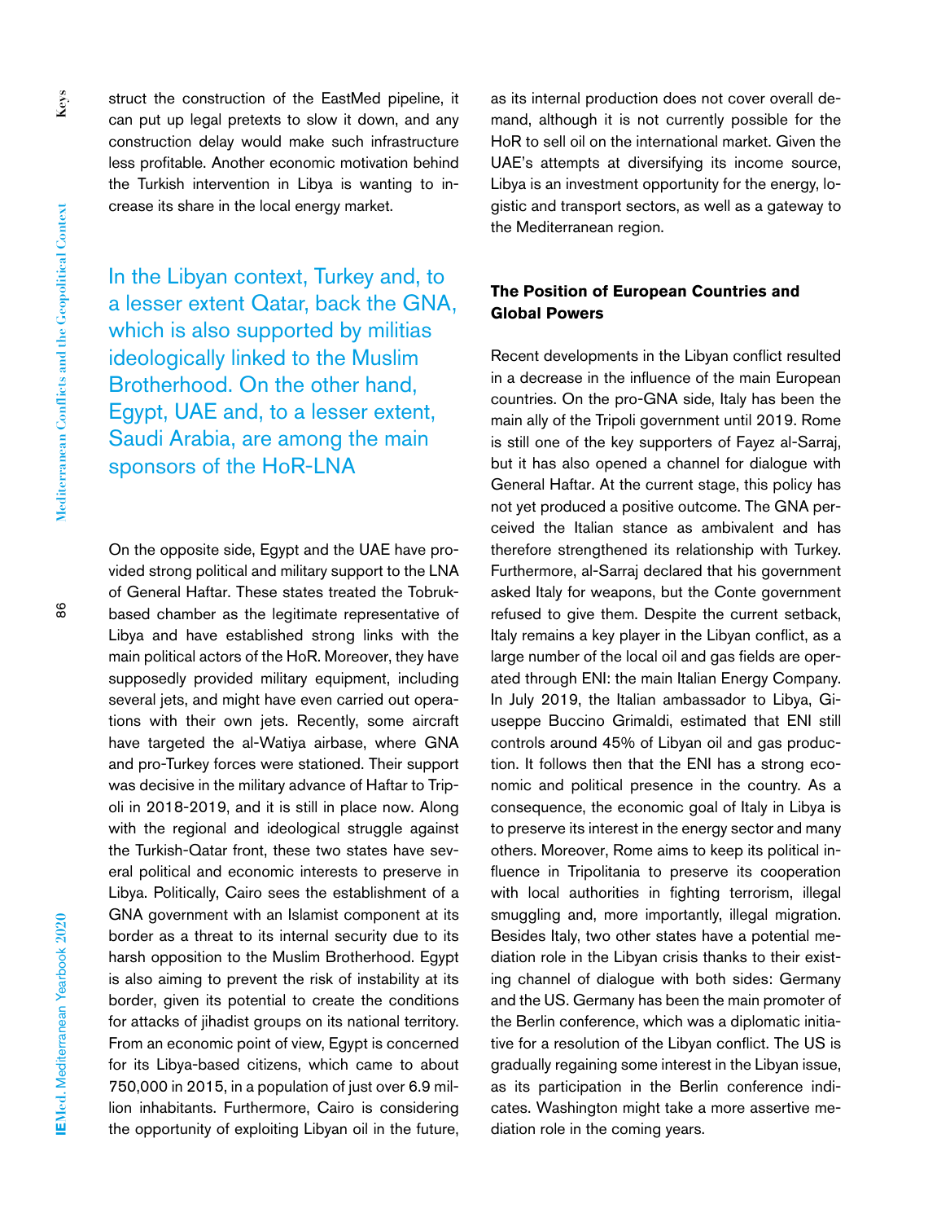struct the construction of the EastMed pipeline, it can put up legal pretexts to slow it down, and any construction delay would make such infrastructure less profitable. Another economic motivation behind the Turkish intervention in Libya is wanting to increase its share in the local energy market.

> In the Libyan context, Turkey and, to a lesser extent Qatar, back the GNA, which is also supported by militias ideologically linked to the Muslim Brotherhood. On the other hand, Egypt, UAE and, to a lesser extent, Saudi Arabia, are among the main sponsors of the HoR-LNA

On the opposite side, Egypt and the UAE have provided strong political and military support to the LNA of General Haftar. These states treated the Tobruk-based chamber as the legitimate representative of Libya and have established strong links with the main political actors of the HoR. Moreover, they have supposedly provided military equipment, including several jets, and might have even carried out operations with their own jets. Recently, some aircraft have targeted the al-Watiya airbase, where GNA and pro-Turkey forces were stationed. Their support was decisive in the military advance of Haftar to Tripoli in 2018-2019, and it is still in place now. Along with the regional and ideological struggle against the Turkish-Qatar front, these two states have several political and economic interests to preserve in Libya. Politically, Cairo sees the establishment of a GNA government with an Islamist component at its border as a threat to its internal security due to its harsh opposition to the Muslim Brotherhood. Egypt is also aiming to prevent the risk of instability at its border, given its potential to create the conditions for attacks of jihadist groups on its national territory. From an economic point of view, Egypt is concerned for its Libya-based citizens, which came to about 750,000 in 2015, in a population of just over 6.9 million inhabitants. Furthermore, Cairo is considering the opportunity of exploiting Libyan oil in the future, as its internal production does not cover overall demand, although it is not currently possible for the HoR to sell oil on the international market. Given the UAE's attempts at diversifying its income source, Libya is an investment opportunity for the energy, logistic and transport sectors, as well as a gateway to the Mediterranean region.

## The Position of European Countries and Global Powers

Recent developments in the Libyan conflict resulted in a decrease in the influence of the main European countries. On the pro-GNA side, Italy has been the main ally of the Tripoli government until 2019. Rome is still one of the key supporters of Fayez al-Sarraj, but it has also opened a channel for dialogue with General Haftar. At the current stage, this policy has not yet produced a positive outcome. The GNA perceived the Italian stance as ambivalent and has therefore strengthened its relationship with Turkey. Furthermore, al-Sarraj declared that his government asked Italy for weapons, but the Conte government refused to give them. Despite the current setback, Italy remains a key player in the Libyan conflict, as a large number of the local oil and gas fields are operated through ENI: the main Italian Energy Company. In July 2019, the Italian ambassador to Libya, Giuseppe Buccino Grimaldi, estimated that ENI still controls around 45% of Libyan oil and gas production. It follows then that the ENI has a strong economic and political presence in the country. As a consequence, the economic goal of Italy in Libya is to preserve its interest in the energy sector and many others. Moreover, Rome aims to keep its political influence in Tripolitania to preserve its cooperation with local authorities in fighting terrorism, illegal smuggling and, more importantly, illegal migration. Besides Italy, two other states have a potential mediation role in the Libyan crisis thanks to their existing channel of dialogue with both sides: Germany and the US. Germany has been the main promoter of the Berlin conference, which was a diplomatic initiative for a resolution of the Libyan conflict. The US is gradually regaining some interest in the Libyan issue, as its participation in the Berlin conference indicates. Washington might take a more assertive mediation role in the coming years.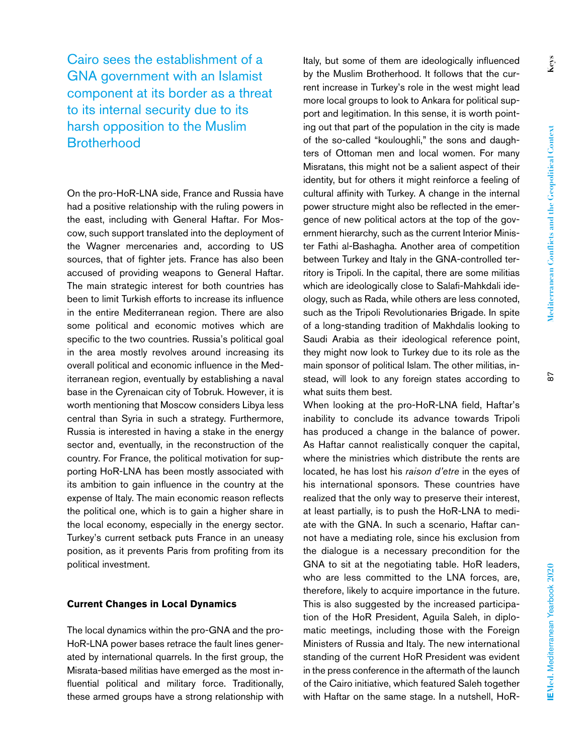> Cairo sees the establishment of a GNA government with an Islamist component at its border as a threat to its internal security due to its harsh opposition to the Muslim Brotherhood

On the pro-HoR-LNA side, France and Russia have had a positive relationship with the ruling powers in the east, including with General Haftar. For Moscow, such support translated into the deployment of the Wagner mercenaries and, according to US sources, that of fighter jets. France has also been accused of providing weapons to General Haftar. The main strategic interest for both countries has been to limit Turkish efforts to increase its influence in the entire Mediterranean region. There are also some political and economic motives which are specific to the two countries. Russia's political goal in the area mostly revolves around increasing its overall political and economic influence in the Mediterranean region, eventually by establishing a naval base in the Cyrenaican city of Tobruk. However, it is worth mentioning that Moscow considers Libya less central than Syria in such a strategy. Furthermore, Russia is interested in having a stake in the energy sector and, eventually, in the reconstruction of the country. For France, the political motivation for supporting HoR-LNA has been mostly associated with its ambition to gain influence in the country at the expense of Italy. The main economic reason reflects the political one, which is to gain a higher share in the local economy, especially in the energy sector. Turkey's current setback puts France in an uneasy position, as it prevents Paris from profiting from its political investment.

### Current Changes in Local Dynamics

The local dynamics within the pro-GNA and the pro-HoR-LNA power bases retrace the fault lines generated by international quarrels. In the first group, the Misrata-based militias have emerged as the most influential political and military force. Traditionally, these armed groups have a strong relationship with Italy, but some of them are ideologically influenced by the Muslim Brotherhood. It follows that the current increase in Turkey's role in the west might lead more local groups to look to Ankara for political support and legitimation. In this sense, it is worth pointing out that part of the population in the city is made of the so-called "kouloughli," the sons and daughters of Ottoman men and local women. For many Misratans, this might not be a salient aspect of their identity, but for others it might reinforce a feeling of cultural affinity with Turkey. A change in the internal power structure might also be reflected in the emergence of new political actors at the top of the government hierarchy, such as the current Interior Minister Fathi al-Bashagha. Another area of competition between Turkey and Italy in the GNA-controlled territory is Tripoli. In the capital, there are some militias which are ideologically close to Salafi-Mahkdali ideology, such as Rada, while others are less connoted, such as the Tripoli Revolutionaries Brigade. In spite of a long-standing tradition of Makhdalis looking to Saudi Arabia as their ideological reference point, they might now look to Turkey due to its role as the main sponsor of political Islam. The other militias, instead, will look to any foreign states according to what suits them best.

When looking at the pro-HoR-LNA field, Haftar's inability to conclude its advance towards Tripoli has produced a change in the balance of power. As Haftar cannot realistically conquer the capital, where the ministries which distribute the rents are located, he has lost his *raison d'etre* in the eyes of his international sponsors. These countries have realized that the only way to preserve their interest, at least partially, is to push the HoR-LNA to mediate with the GNA. In such a scenario, Haftar cannot have a mediating role, since his exclusion from the dialogue is a necessary precondition for the GNA to sit at the negotiating table. HoR leaders, who are less committed to the LNA forces, are, therefore, likely to acquire importance in the future. This is also suggested by the increased participation of the HoR President, Aguila Saleh, in diplomatic meetings, including those with the Foreign Ministers of Russia and Italy. The new international standing of the current HoR President was evident in the press conference in the aftermath of the launch of the Cairo initiative, which featured Saleh together with Haftar on the same stage. In a nutshell, HoR-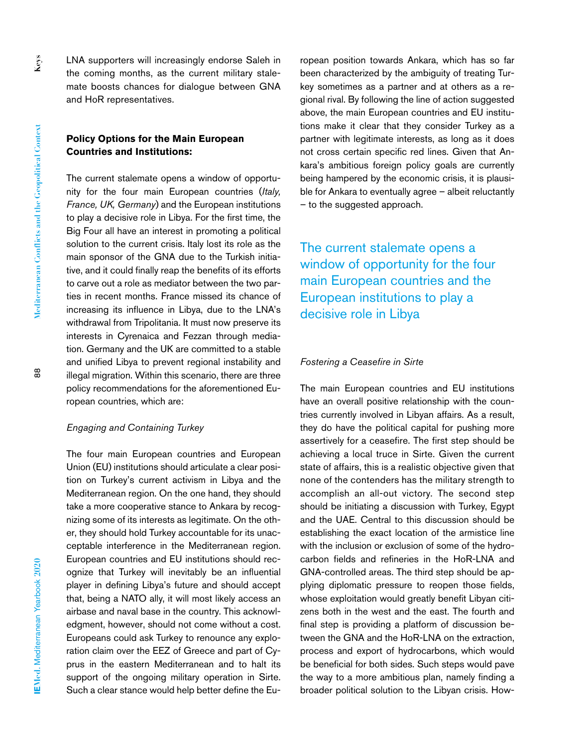LNA supporters will increasingly endorse Saleh in the coming months, as the current military stalemate boosts chances for dialogue between GNA and HoR representatives.

## Policy Options for the Main European Countries and Institutions:

The current stalemate opens a window of opportunity for the four main European countries (*Italy, France, UK, Germany*) and the European institutions to play a decisive role in Libya. For the first time, the Big Four all have an interest in promoting a political solution to the current crisis. Italy lost its role as the main sponsor of the GNA due to the Turkish initiative, and it could finally reap the benefits of its efforts to carve out a role as mediator between the two parties in recent months. France missed its chance of increasing its influence in Libya, due to the LNA's withdrawal from Tripolitania. It must now preserve its interests in Cyrenaica and Fezzan through mediation. Germany and the UK are committed to a stable and unified Libya to prevent regional instability and illegal migration. Within this scenario, there are three policy recommendations for the aforementioned European countries, which are:

### *Engaging and Containing Turkey*

The four main European countries and European Union (EU) institutions should articulate a clear position on Turkey's current activism in Libya and the Mediterranean region. On the one hand, they should take a more cooperative stance to Ankara by recognizing some of its interests as legitimate. On the other, they should hold Turkey accountable for its unacceptable interference in the Mediterranean region. European countries and EU institutions should recognize that Turkey will inevitably be an influential player in defining Libya's future and should accept that, being a NATO ally, it will most likely access an airbase and naval base in the country. This acknowledgment, however, should not come without a cost. Europeans could ask Turkey to renounce any exploration claim over the EEZ of Greece and part of Cyprus in the eastern Mediterranean and to halt its support of the ongoing military operation in Sirte. Such a clear stance would help better define the European position towards Ankara, which has so far been characterized by the ambiguity of treating Turkey sometimes as a partner and at others as a regional rival. By following the line of action suggested above, the main European countries and EU institutions make it clear that they consider Turkey as a partner with legitimate interests, as long as it does not cross certain specific red lines. Given that Ankara's ambitious foreign policy goals are currently being hampered by the economic crisis, it is plausible for Ankara to eventually agree – albeit reluctantly – to the suggested approach.

The current stalemate opens a window of opportunity for the four main European countries and the European institutions to play a decisive role in Libya

### *Fostering a Ceasefire in Sirte*

The main European countries and EU institutions have an overall positive relationship with the countries currently involved in Libyan affairs. As a result, they do have the political capital for pushing more assertively for a ceasefire. The first step should be achieving a local truce in Sirte. Given the current state of affairs, this is a realistic objective given that none of the contenders has the military strength to accomplish an all-out victory. The second step should be initiating a discussion with Turkey, Egypt and the UAE. Central to this discussion should be establishing the exact location of the armistice line with the inclusion or exclusion of some of the hydrocarbon fields and refineries in the HoR-LNA and GNA-controlled areas. The third step should be applying diplomatic pressure to reopen those fields, whose exploitation would greatly benefit Libyan citizens both in the west and the east. The fourth and final step is providing a platform of discussion between the GNA and the HoR-LNA on the extraction, process and export of hydrocarbons, which would be beneficial for both sides. Such steps would pave the way to a more ambitious plan, namely finding a broader political solution to the Libyan crisis. How-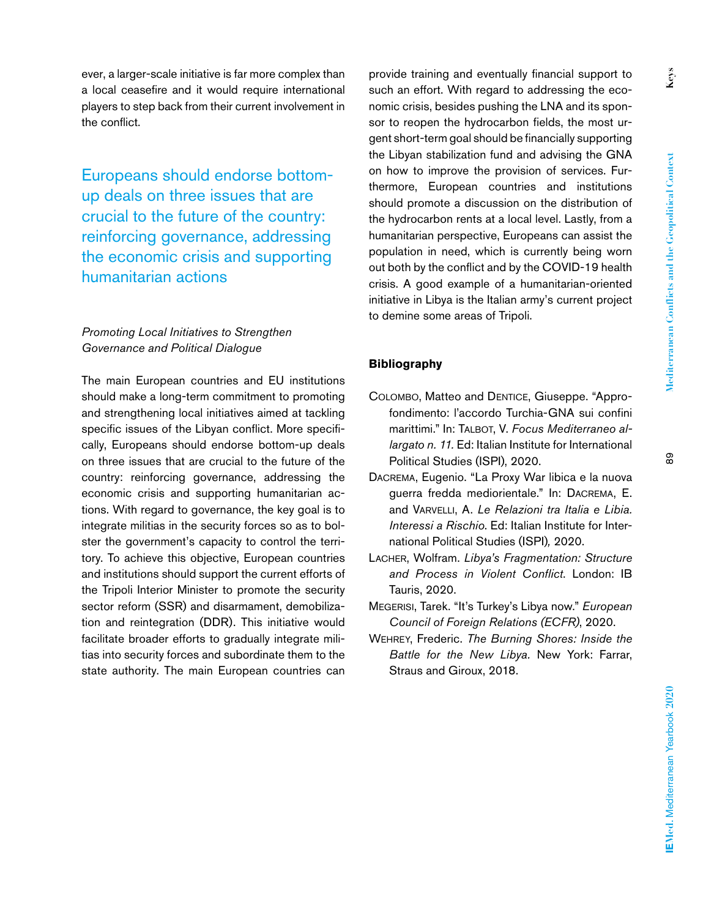ever, a larger-scale initiative is far more complex than a local ceasefire and it would require international players to step back from their current involvement in the conflict.

> Europeans should endorse bottom-up deals on three issues that are crucial to the future of the country: reinforcing governance, addressing the economic crisis and supporting humanitarian actions

### *Promoting Local Initiatives to Strengthen Governance and Political Dialogue*

The main European countries and EU institutions should make a long-term commitment to promoting and strengthening local initiatives aimed at tackling specific issues of the Libyan conflict. More specifically, Europeans should endorse bottom-up deals on three issues that are crucial to the future of the country: reinforcing governance, addressing the economic crisis and supporting humanitarian actions. With regard to governance, the key goal is to integrate militias in the security forces so as to bolster the government's capacity to control the territory. To achieve this objective, European countries and institutions should support the current efforts of the Tripoli Interior Minister to promote the security sector reform (SSR) and disarmament, demobilization and reintegration (DDR). This initiative would facilitate broader efforts to gradually integrate militias into security forces and subordinate them to the state authority. The main European countries can provide training and eventually financial support to such an effort. With regard to addressing the economic crisis, besides pushing the LNA and its sponsor to reopen the hydrocarbon fields, the most urgent short-term goal should be financially supporting the Libyan stabilization fund and advising the GNA on how to improve the provision of services. Furthermore, European countries and institutions should promote a discussion on the distribution of the hydrocarbon rents at a local level. Lastly, from a humanitarian perspective, Europeans can assist the population in need, which is currently being worn out both by the conflict and by the COVID-19 health crisis. A good example of a humanitarian-oriented initiative in Libya is the Italian army's current project to demine some areas of Tripoli.

## Bibliography

Colombo, Matteo and Dentice, Giuseppe. "Approfondimento: l'accordo Turchia-GNA sui confini marittimi." In: Talbot, V. *Focus Mediterraneo allargato n. 11.* Ed: Italian Institute for International Political Studies (ISPI), 2020.

Dacrema, Eugenio. "La Proxy War libica e la nuova guerra fredda mediorientale." In: Dacrema, E. and Varvelli, A. *Le Relazioni tra Italia e Libia. Interessi a Rischio*. Ed: Italian Institute for International Political Studies (ISPI), 2020.

Lacher, Wolfram. *Libya's Fragmentation: Structure and Process in Violent Conflict*. London: IB Tauris, 2020.

Megerisi, Tarek. "It's Turkey's Libya now." *European Council of Foreign Relations (ECFR)*, 2020.

Wehrey, Frederic. *The Burning Shores: Inside the Battle for the New Libya.* New York: Farrar, Straus and Giroux, 2018.